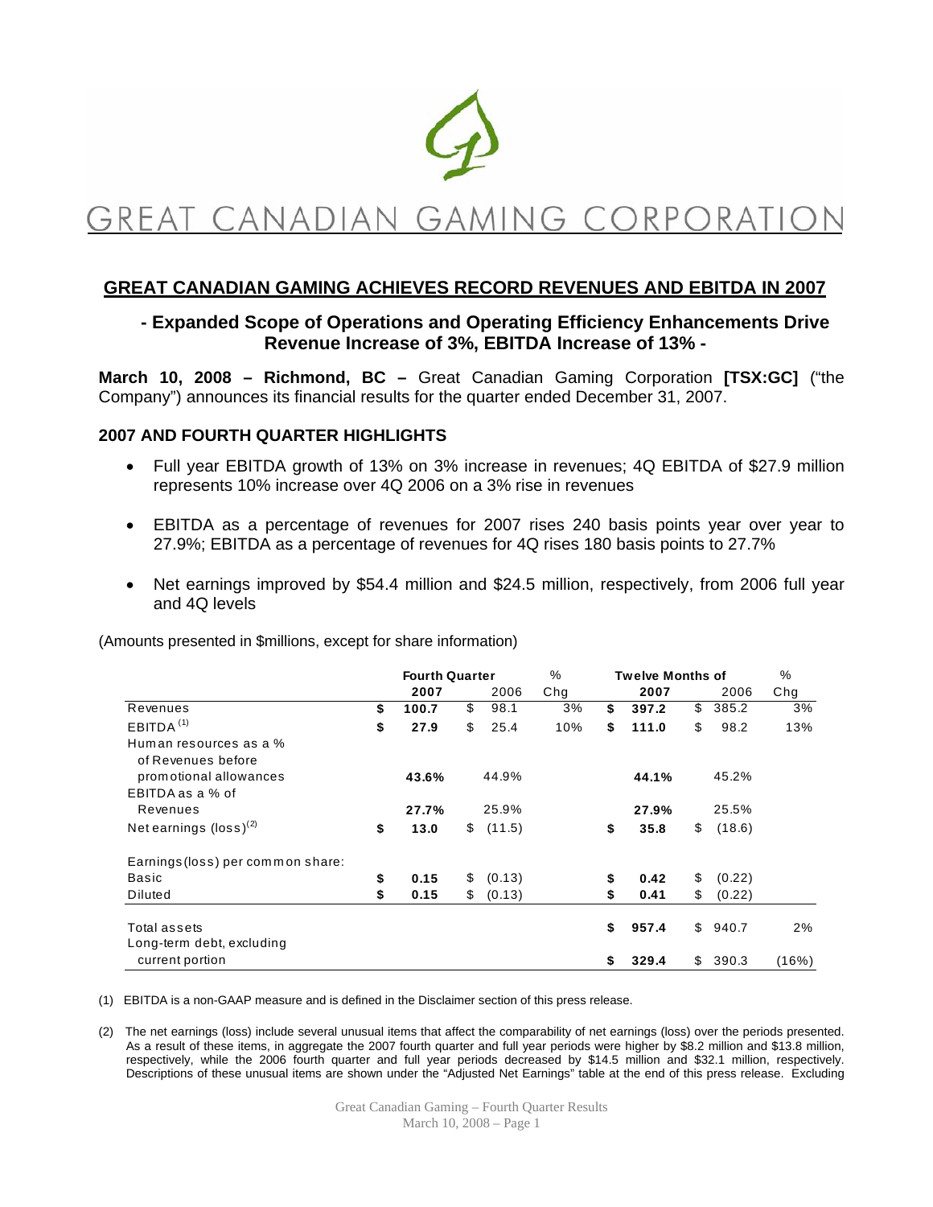# GREAT CANADIAN GAMING CORPORATION

## GREAT CANADIAN GAMING ACHIEVES RECORD REVENUES AND EBITDA IN 2007

### - Expanded Scope of Operations and Operating Efficiency Enhancements Drive Revenue Increase of 3%, EBITDA Increase of 13% -

**March 10, 2008 – Richmond, BC –** Great Canadian Gaming Corporation **[TSX:GC]** ("the Company") announces its financial results for the quarter ended December 31, 2007.

### 2007 AND FOURTH QUARTER HIGHLIGHTS

- Full year EBITDA growth of 13% on 3% increase in revenues; 4Q EBITDA of $27.9 million represents 10% increase over 4Q 2006 on a 3% rise in revenues
- EBITDA as a percentage of revenues for 2007 rises 240 basis points year over year to 27.9%; EBITDA as a percentage of revenues for 4Q rises 180 basis points to 27.7%
- Net earnings improved by $54.4 million and $24.5 million, respectively, from 2006 full year and 4Q levels

(Amounts presented in $millions, except for share information)

| | Fourth Quarter | | % | Twelve Months of | | % |
|---|---|---|---|---|---|---|
| | **2007** | 2006 | Chg | **2007** | 2006 | Chg |
| Revenues | **$ 100.7** | $ 98.1 | 3% | **$ 397.2** | $ 385.2 | 3% |
| EBITDA [(1)] | **$ 27.9** | $ 25.4 | 10% | **$ 111.0** | $ 98.2 | 13% |
| Human resources as a % of Revenues before promotional allowances | **43.6%** | 44.9% | | **44.1%** | 45.2% | |
| EBITDA as a % of Revenues | **27.7%** | 25.9% | | **27.9%** | 25.5% | |
| Net earnings (loss)[(2)] | **$ 13.0** | $ (11.5) | | **$ 35.8** | $ (18.6) | |
| Earnings (loss) per common share: | | | | | | |
| Basic | **$ 0.15** | $ (0.13) | | **$ 0.42** | $ (0.22) | |
| Diluted | **$ 0.15** | $ (0.13) | | **$ 0.41** | $ (0.22) | |
| Total assets | | | | **$ 957.4** | $ 940.7 | 2% |
| Long-term debt, excluding current portion | | | | **$ 329.4** | $ 390.3 | (16%) |

(1) EBITDA is a non-GAAP measure and is defined in the Disclaimer section of this press release.

(2) The net earnings (loss) include several unusual items that affect the comparability of net earnings (loss) over the periods presented. As a result of these items, in aggregate the 2007 fourth quarter and full year periods were higher by $8.2 million and $13.8 million, respectively, while the 2006 fourth quarter and full year periods decreased by $14.5 million and $32.1 million, respectively. Descriptions of these unusual items are shown under the "Adjusted Net Earnings" table at the end of this press release. Excluding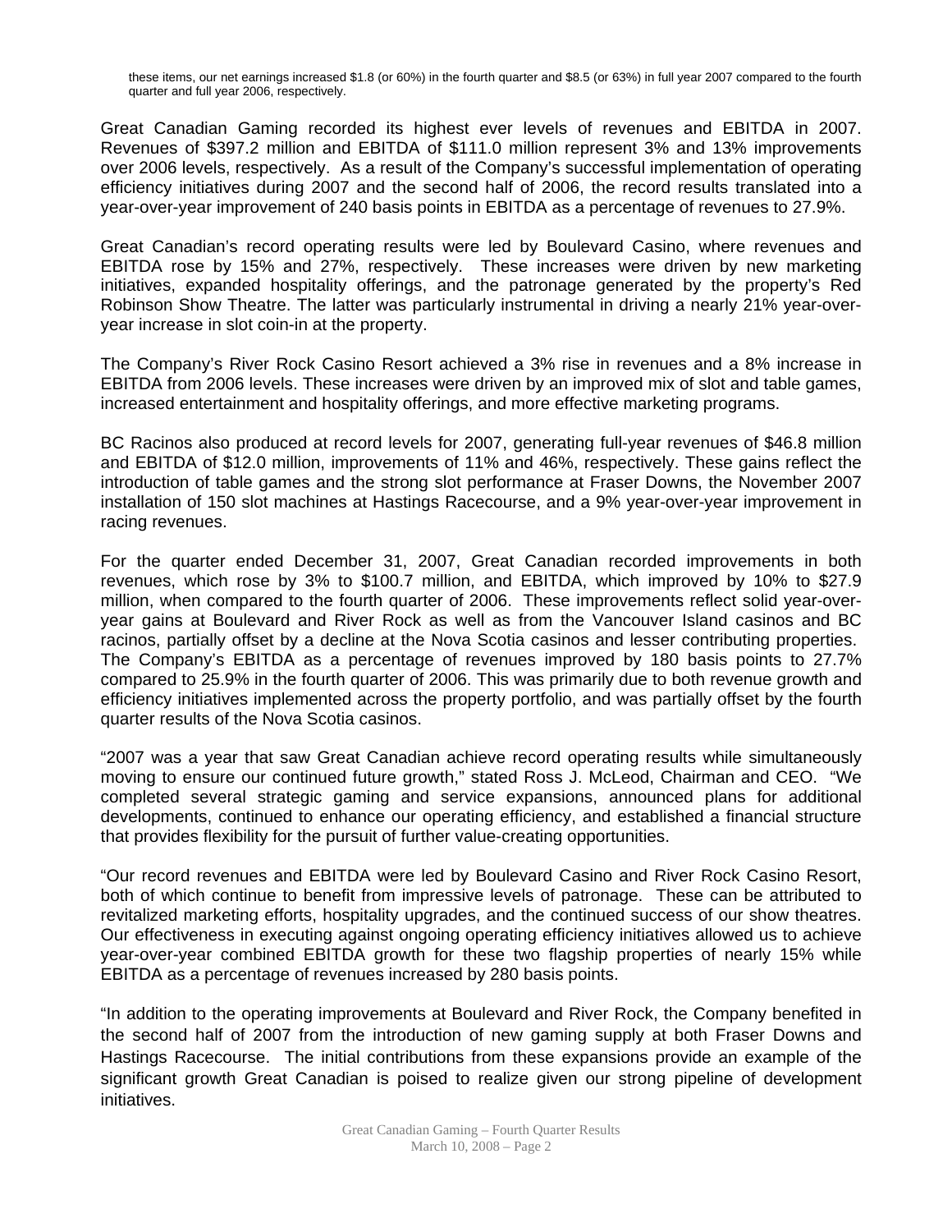these items, our net earnings increased $1.8 (or 60%) in the fourth quarter and $8.5 (or 63%) in full year 2007 compared to the fourth quarter and full year 2006, respectively.

Great Canadian Gaming recorded its highest ever levels of revenues and EBITDA in 2007. Revenues of $397.2 million and EBITDA of $111.0 million represent 3% and 13% improvements over 2006 levels, respectively. As a result of the Company's successful implementation of operating efficiency initiatives during 2007 and the second half of 2006, the record results translated into a year-over-year improvement of 240 basis points in EBITDA as a percentage of revenues to 27.9%.

Great Canadian's record operating results were led by Boulevard Casino, where revenues and EBITDA rose by 15% and 27%, respectively. These increases were driven by new marketing initiatives, expanded hospitality offerings, and the patronage generated by the property's Red Robinson Show Theatre. The latter was particularly instrumental in driving a nearly 21% year-over-year increase in slot coin-in at the property.

The Company's River Rock Casino Resort achieved a 3% rise in revenues and a 8% increase in EBITDA from 2006 levels. These increases were driven by an improved mix of slot and table games, increased entertainment and hospitality offerings, and more effective marketing programs.

BC Racinos also produced at record levels for 2007, generating full-year revenues of $46.8 million and EBITDA of $12.0 million, improvements of 11% and 46%, respectively. These gains reflect the introduction of table games and the strong slot performance at Fraser Downs, the November 2007 installation of 150 slot machines at Hastings Racecourse, and a 9% year-over-year improvement in racing revenues.

For the quarter ended December 31, 2007, Great Canadian recorded improvements in both revenues, which rose by 3% to $100.7 million, and EBITDA, which improved by 10% to $27.9 million, when compared to the fourth quarter of 2006. These improvements reflect solid year-over-year gains at Boulevard and River Rock as well as from the Vancouver Island casinos and BC racinos, partially offset by a decline at the Nova Scotia casinos and lesser contributing properties. The Company's EBITDA as a percentage of revenues improved by 180 basis points to 27.7% compared to 25.9% in the fourth quarter of 2006. This was primarily due to both revenue growth and efficiency initiatives implemented across the property portfolio, and was partially offset by the fourth quarter results of the Nova Scotia casinos.

"2007 was a year that saw Great Canadian achieve record operating results while simultaneously moving to ensure our continued future growth," stated Ross J. McLeod, Chairman and CEO. "We completed several strategic gaming and service expansions, announced plans for additional developments, continued to enhance our operating efficiency, and established a financial structure that provides flexibility for the pursuit of further value-creating opportunities.

"Our record revenues and EBITDA were led by Boulevard Casino and River Rock Casino Resort, both of which continue to benefit from impressive levels of patronage. These can be attributed to revitalized marketing efforts, hospitality upgrades, and the continued success of our show theatres. Our effectiveness in executing against ongoing operating efficiency initiatives allowed us to achieve year-over-year combined EBITDA growth for these two flagship properties of nearly 15% while EBITDA as a percentage of revenues increased by 280 basis points.

"In addition to the operating improvements at Boulevard and River Rock, the Company benefited in the second half of 2007 from the introduction of new gaming supply at both Fraser Downs and Hastings Racecourse. The initial contributions from these expansions provide an example of the significant growth Great Canadian is poised to realize given our strong pipeline of development initiatives.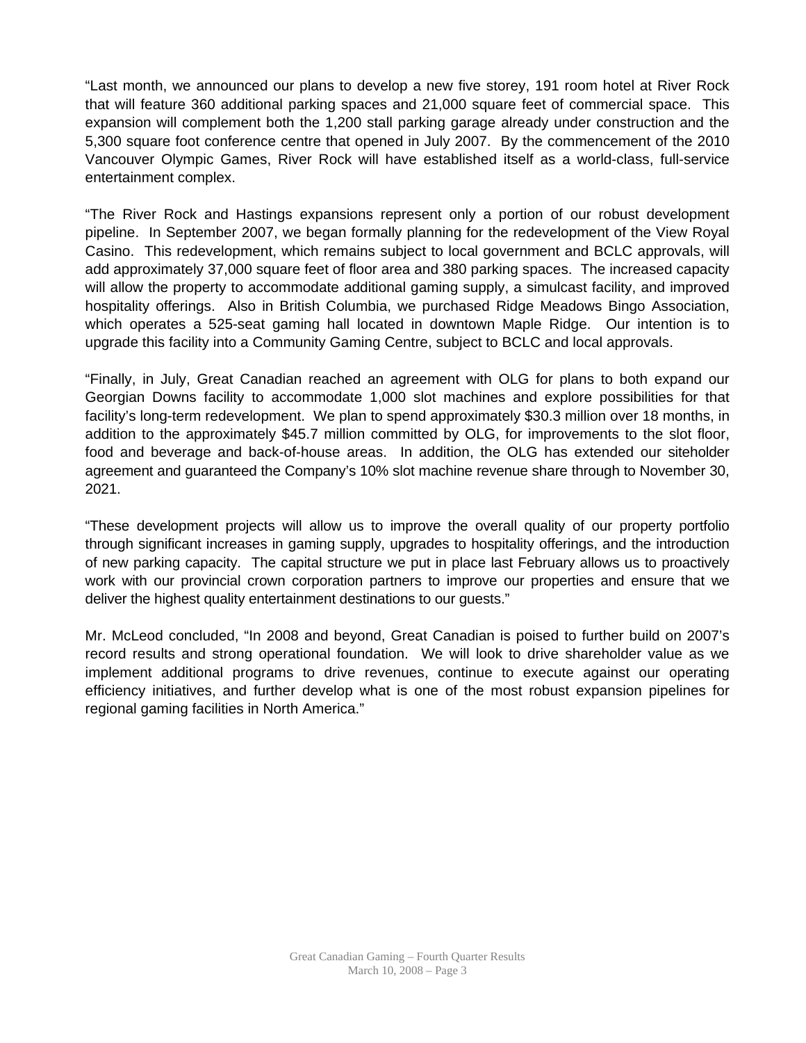"Last month, we announced our plans to develop a new five storey, 191 room hotel at River Rock that will feature 360 additional parking spaces and 21,000 square feet of commercial space. This expansion will complement both the 1,200 stall parking garage already under construction and the 5,300 square foot conference centre that opened in July 2007. By the commencement of the 2010 Vancouver Olympic Games, River Rock will have established itself as a world-class, full-service entertainment complex.

"The River Rock and Hastings expansions represent only a portion of our robust development pipeline. In September 2007, we began formally planning for the redevelopment of the View Royal Casino. This redevelopment, which remains subject to local government and BCLC approvals, will add approximately 37,000 square feet of floor area and 380 parking spaces. The increased capacity will allow the property to accommodate additional gaming supply, a simulcast facility, and improved hospitality offerings. Also in British Columbia, we purchased Ridge Meadows Bingo Association, which operates a 525-seat gaming hall located in downtown Maple Ridge. Our intention is to upgrade this facility into a Community Gaming Centre, subject to BCLC and local approvals.

"Finally, in July, Great Canadian reached an agreement with OLG for plans to both expand our Georgian Downs facility to accommodate 1,000 slot machines and explore possibilities for that facility's long-term redevelopment. We plan to spend approximately $30.3 million over 18 months, in addition to the approximately $45.7 million committed by OLG, for improvements to the slot floor, food and beverage and back-of-house areas. In addition, the OLG has extended our siteholder agreement and guaranteed the Company's 10% slot machine revenue share through to November 30, 2021.

"These development projects will allow us to improve the overall quality of our property portfolio through significant increases in gaming supply, upgrades to hospitality offerings, and the introduction of new parking capacity. The capital structure we put in place last February allows us to proactively work with our provincial crown corporation partners to improve our properties and ensure that we deliver the highest quality entertainment destinations to our guests."

Mr. McLeod concluded, "In 2008 and beyond, Great Canadian is poised to further build on 2007's record results and strong operational foundation. We will look to drive shareholder value as we implement additional programs to drive revenues, continue to execute against our operating efficiency initiatives, and further develop what is one of the most robust expansion pipelines for regional gaming facilities in North America."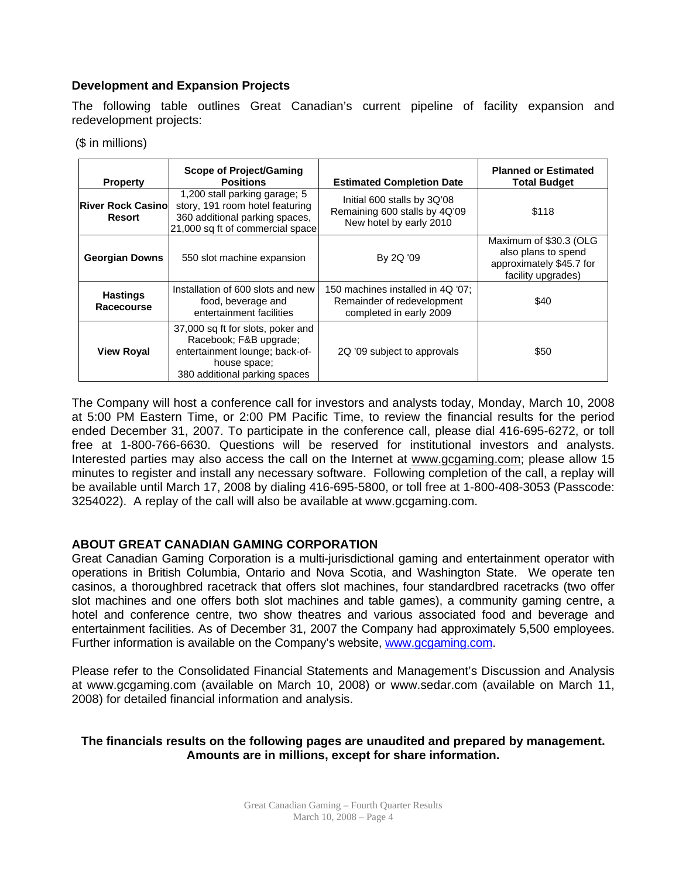### Development and Expansion Projects

The following table outlines Great Canadian's current pipeline of facility expansion and redevelopment projects:

($ in millions)

| Property | Scope of Project/Gaming Positions | Estimated Completion Date | Planned or Estimated Total Budget |
|---|---|---|---|
| **River Rock Casino Resort** | 1,200 stall parking garage; 5 story, 191 room hotel featuring 360 additional parking spaces, 21,000 sq ft of commercial space | Initial 600 stalls by 3Q'08<br>Remaining 600 stalls by 4Q'09<br>New hotel by early 2010 | $118 |
| **Georgian Downs** | 550 slot machine expansion | By 2Q '09 | Maximum of $30.3 (OLG also plans to spend approximately $45.7 for facility upgrades) |
| **Hastings Racecourse** | Installation of 600 slots and new food, beverage and entertainment facilities | 150 machines installed in 4Q '07; Remainder of redevelopment completed in early 2009 | $40 |
| **View Royal** | 37,000 sq ft for slots, poker and Racebook; F&B upgrade; entertainment lounge; back-of-house space; 380 additional parking spaces | 2Q '09 subject to approvals | $50 |

The Company will host a conference call for investors and analysts today, Monday, March 10, 2008 at 5:00 PM Eastern Time, or 2:00 PM Pacific Time, to review the financial results for the period ended December 31, 2007. To participate in the conference call, please dial 416-695-6272, or toll free at 1-800-766-6630. Questions will be reserved for institutional investors and analysts. Interested parties may also access the call on the Internet at www.gcgaming.com; please allow 15 minutes to register and install any necessary software. Following completion of the call, a replay will be available until March 17, 2008 by dialing 416-695-5800, or toll free at 1-800-408-3053 (Passcode: 3254022). A replay of the call will also be available at www.gcgaming.com.

### ABOUT GREAT CANADIAN GAMING CORPORATION

Great Canadian Gaming Corporation is a multi-jurisdictional gaming and entertainment operator with operations in British Columbia, Ontario and Nova Scotia, and Washington State. We operate ten casinos, a thoroughbred racetrack that offers slot machines, four standardbred racetracks (two offer slot machines and one offers both slot machines and table games), a community gaming centre, a hotel and conference centre, two show theatres and various associated food and beverage and entertainment facilities. As of December 31, 2007 the Company had approximately 5,500 employees. Further information is available on the Company's website, www.gcgaming.com.

Please refer to the Consolidated Financial Statements and Management's Discussion and Analysis at www.gcgaming.com (available on March 10, 2008) or www.sedar.com (available on March 11, 2008) for detailed financial information and analysis.

**The financials results on the following pages are unaudited and prepared by management. Amounts are in millions, except for share information.**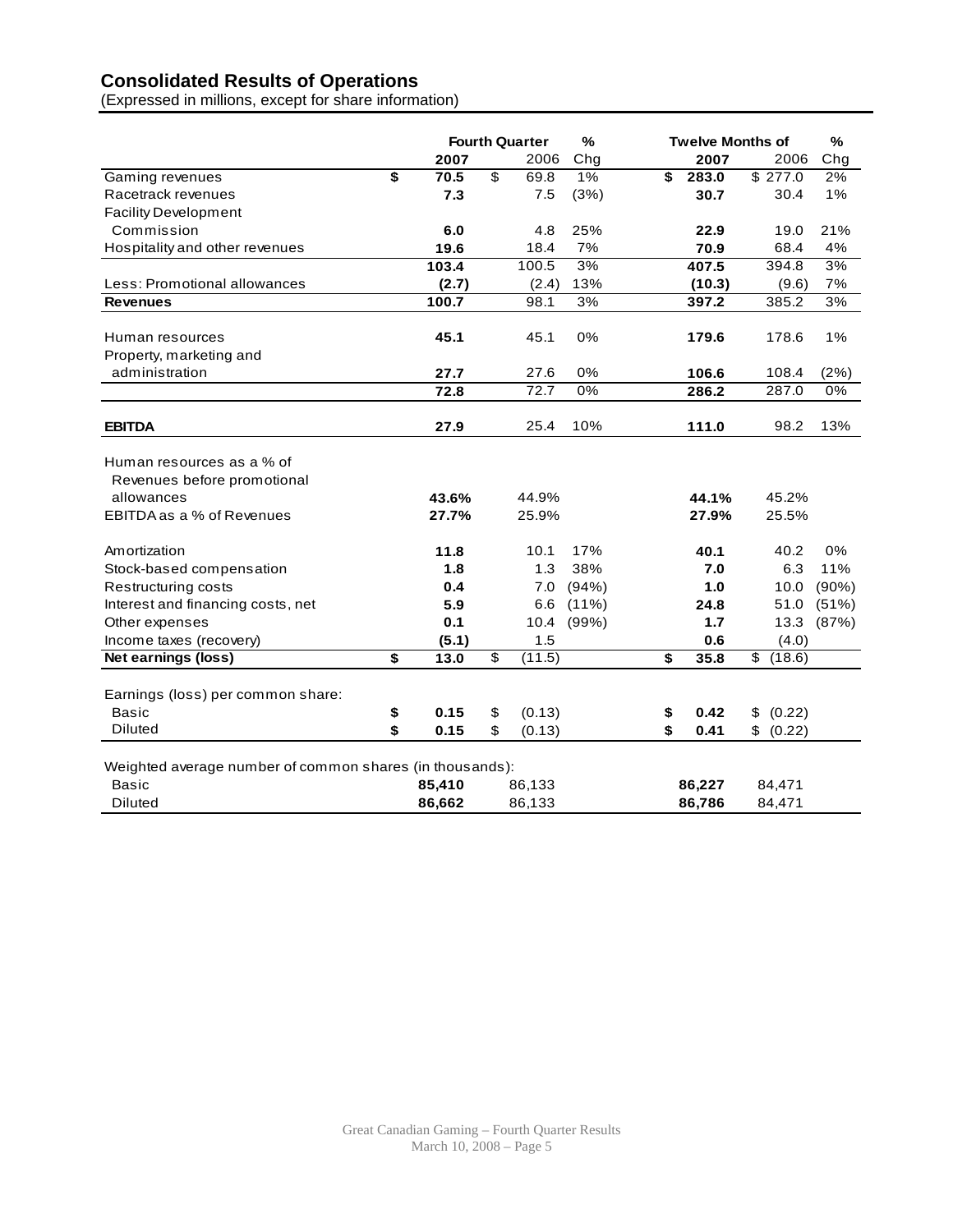## Consolidated Results of Operations

(Expressed in millions, except for share information)

| | Fourth Quarter 2007 | Fourth Quarter 2006 | % Chg | Twelve Months of 2007 | Twelve Months of 2006 | % Chg |
|---|---|---|---|---|---|---|
| Gaming revenues | **$ 70.5** | $ 69.8 | 1% | **$ 283.0** | $ 277.0 | 2% |
| Racetrack revenues | **7.3** | 7.5 | (3%) | **30.7** | 30.4 | 1% |
| Facility Development Commission | **6.0** | 4.8 | 25% | **22.9** | 19.0 | 21% |
| Hospitality and other revenues | **19.6** | 18.4 | 7% | **70.9** | 68.4 | 4% |
| | **103.4** | 100.5 | 3% | **407.5** | 394.8 | 3% |
| Less: Promotional allowances | **(2.7)** | (2.4) | 13% | **(10.3)** | (9.6) | 7% |
| **Revenues** | **100.7** | 98.1 | 3% | **397.2** | 385.2 | 3% |
| Human resources | **45.1** | 45.1 | 0% | **179.6** | 178.6 | 1% |
| Property, marketing and administration | **27.7** | 27.6 | 0% | **106.6** | 108.4 | (2%) |
| | **72.8** | 72.7 | 0% | **286.2** | 287.0 | 0% |
| **EBITDA** | **27.9** | 25.4 | 10% | **111.0** | 98.2 | 13% |
| Human resources as a % of Revenues before promotional allowances | **43.6%** | 44.9% | | **44.1%** | 45.2% | |
| EBITDA as a % of Revenues | **27.7%** | 25.9% | | **27.9%** | 25.5% | |
| Amortization | **11.8** | 10.1 | 17% | **40.1** | 40.2 | 0% |
| Stock-based compensation | **1.8** | 1.3 | 38% | **7.0** | 6.3 | 11% |
| Restructuring costs | **0.4** | 7.0 | (94%) | **1.0** | 10.0 | (90%) |
| Interest and financing costs, net | **5.9** | 6.6 | (11%) | **24.8** | 51.0 | (51%) |
| Other expenses | **0.1** | 10.4 | (99%) | **1.7** | 13.3 | (87%) |
| Income taxes (recovery) | **(5.1)** | 1.5 | | **0.6** | (4.0) | |
| **Net earnings (loss)** | **$ 13.0** | $ (11.5) | | **$ 35.8** | $ (18.6) | |
| Earnings (loss) per common share: | | | | | | |
| Basic | **$ 0.15** | $ (0.13) | | **$ 0.42** | $ (0.22) | |
| Diluted | **$ 0.15** | $ (0.13) | | **$ 0.41** | $ (0.22) | |
| Weighted average number of common shares (in thousands): | | | | | | |
| Basic | **85,410** | 86,133 | | **86,227** | 84,471 | |
| Diluted | **86,662** | 86,133 | | **86,786** | 84,471 | |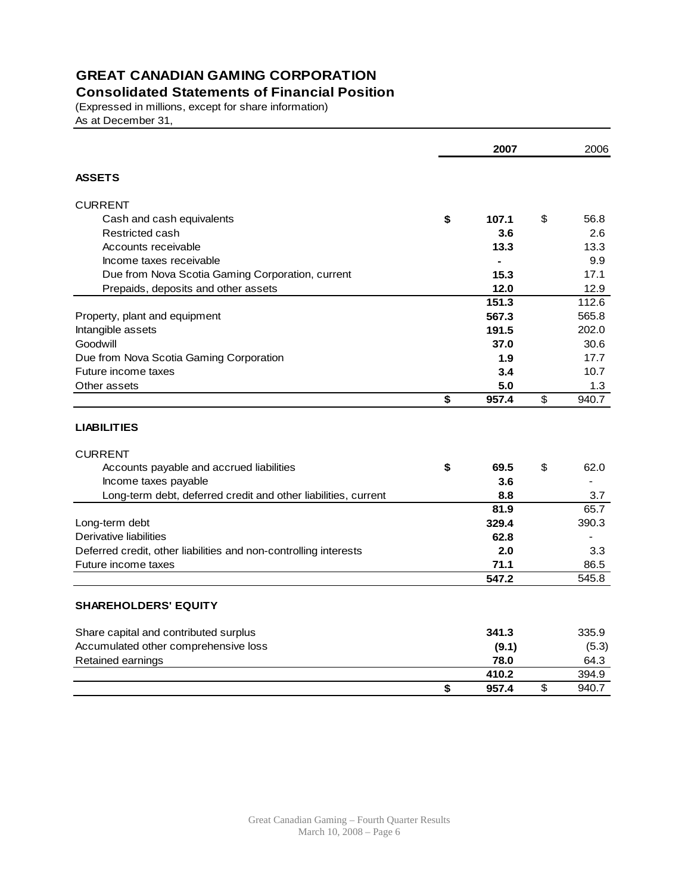# GREAT CANADIAN GAMING CORPORATION

## Consolidated Statements of Financial Position

(Expressed in millions, except for share information)
As at December 31,

| | 2007 | 2006 |
|---|---|---|
| **ASSETS** | | |
| CURRENT | | |
| Cash and cash equivalents | $ 107.1 | $ 56.8 |
| Restricted cash | 3.6 | 2.6 |
| Accounts receivable | 13.3 | 13.3 |
| Income taxes receivable | - | 9.9 |
| Due from Nova Scotia Gaming Corporation, current | 15.3 | 17.1 |
| Prepaids, deposits and other assets | 12.0 | 12.9 |
| | 151.3 | 112.6 |
| Property, plant and equipment | 567.3 | 565.8 |
| Intangible assets | 191.5 | 202.0 |
| Goodwill | 37.0 | 30.6 |
| Due from Nova Scotia Gaming Corporation | 1.9 | 17.7 |
| Future income taxes | 3.4 | 10.7 |
| Other assets | 5.0 | 1.3 |
| | $ 957.4 | $ 940.7 |
| **LIABILITIES** | | |
| CURRENT | | |
| Accounts payable and accrued liabilities | $ 69.5 | $ 62.0 |
| Income taxes payable | 3.6 | - |
| Long-term debt, deferred credit and other liabilities, current | 8.8 | 3.7 |
| | 81.9 | 65.7 |
| Long-term debt | 329.4 | 390.3 |
| Derivative liabilities | 62.8 | - |
| Deferred credit, other liabilities and non-controlling interests | 2.0 | 3.3 |
| Future income taxes | 71.1 | 86.5 |
| | 547.2 | 545.8 |
| **SHAREHOLDERS' EQUITY** | | |
| Share capital and contributed surplus | 341.3 | 335.9 |
| Accumulated other comprehensive loss | (9.1) | (5.3) |
| Retained earnings | 78.0 | 64.3 |
| | 410.2 | 394.9 |
| | $ 957.4 | $ 940.7 |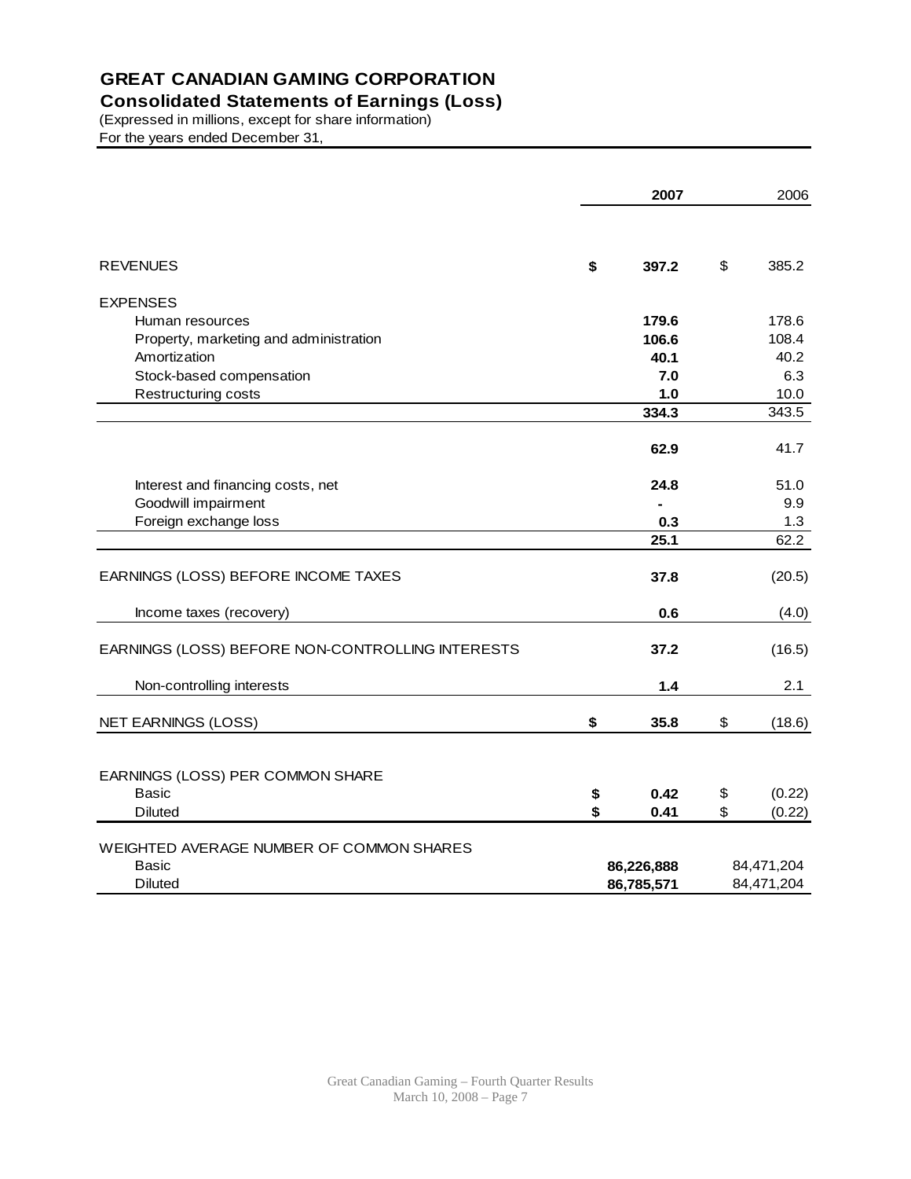# GREAT CANADIAN GAMING CORPORATION

## Consolidated Statements of Earnings (Loss)

(Expressed in millions, except for share information)
For the years ended December 31,

| | **2007** | 2006 |
|---|---|---|
| REVENUES | **$ 397.2** | $ 385.2 |
| EXPENSES | | |
| Human resources | **179.6** | 178.6 |
| Property, marketing and administration | **106.6** | 108.4 |
| Amortization | **40.1** | 40.2 |
| Stock-based compensation | **7.0** | 6.3 |
| Restructuring costs | **1.0** | 10.0 |
| | **334.3** | 343.5 |
| | **62.9** | 41.7 |
| Interest and financing costs, net | **24.8** | 51.0 |
| Goodwill impairment | **-** | 9.9 |
| Foreign exchange loss | **0.3** | 1.3 |
| | **25.1** | 62.2 |
| EARNINGS (LOSS) BEFORE INCOME TAXES | **37.8** | (20.5) |
| Income taxes (recovery) | **0.6** | (4.0) |
| EARNINGS (LOSS) BEFORE NON-CONTROLLING INTERESTS | **37.2** | (16.5) |
| Non-controlling interests | **1.4** | 2.1 |
| NET EARNINGS (LOSS) | **$ 35.8** | $ (18.6) |
| EARNINGS (LOSS) PER COMMON SHARE | | |
| Basic | **$ 0.42** | $ (0.22) |
| Diluted | **$ 0.41** | $ (0.22) |
| WEIGHTED AVERAGE NUMBER OF COMMON SHARES | | |
| Basic | **86,226,888** | 84,471,204 |
| Diluted | **86,785,571** | 84,471,204 |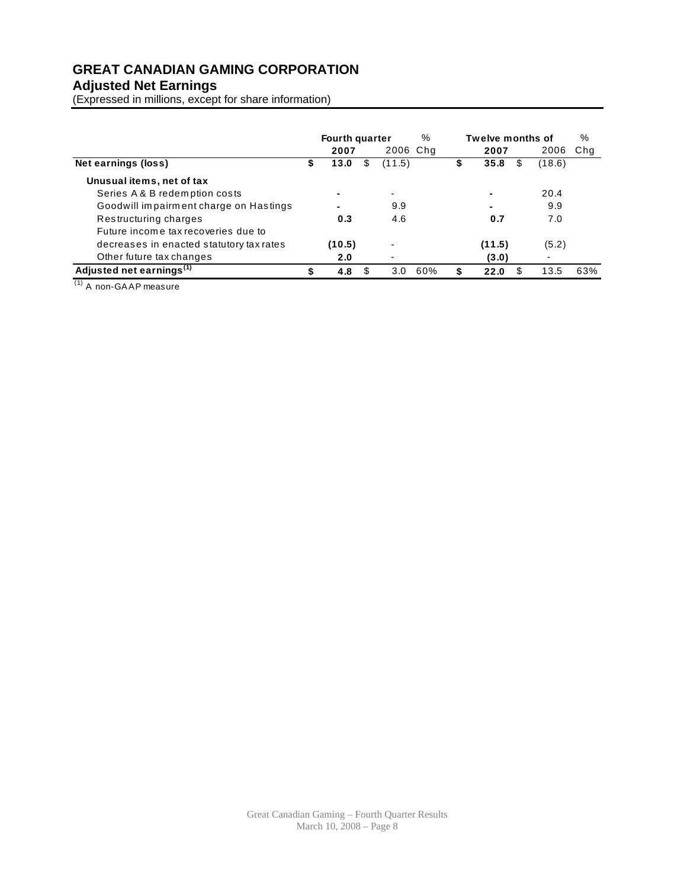# GREAT CANADIAN GAMING CORPORATION

## Adjusted Net Earnings

(Expressed in millions, except for share information)

| | Fourth quarter | | % | Twelve months of | | % |
|---|---|---|---|---|---|---|
| | **2007** | 2006 | Chg | **2007** | 2006 | Chg |
| **Net earnings (loss)** | **$ 13.0** | $ (11.5) | | **$ 35.8** | $ (18.6) | |
| **Unusual items, net of tax** | | | | | | |
| Series A & B redemption costs | **-** | - | | **-** | 20.4 | |
| Goodwill impairment charge on Hastings | **-** | 9.9 | | **-** | 9.9 | |
| Restructuring charges | **0.3** | 4.6 | | **0.7** | 7.0 | |
| Future income tax recoveries due to decreases in enacted statutory tax rates | **(10.5)** | - | | **(11.5)** | (5.2) | |
| Other future tax changes | **2.0** | - | | **(3.0)** | - | |
| **Adjusted net earnings[(1)]** | **$ 4.8** | $ 3.0 | 60% | **$ 22.0** | $ 13.5 | 63% |

[(1)] A non-GAAP measure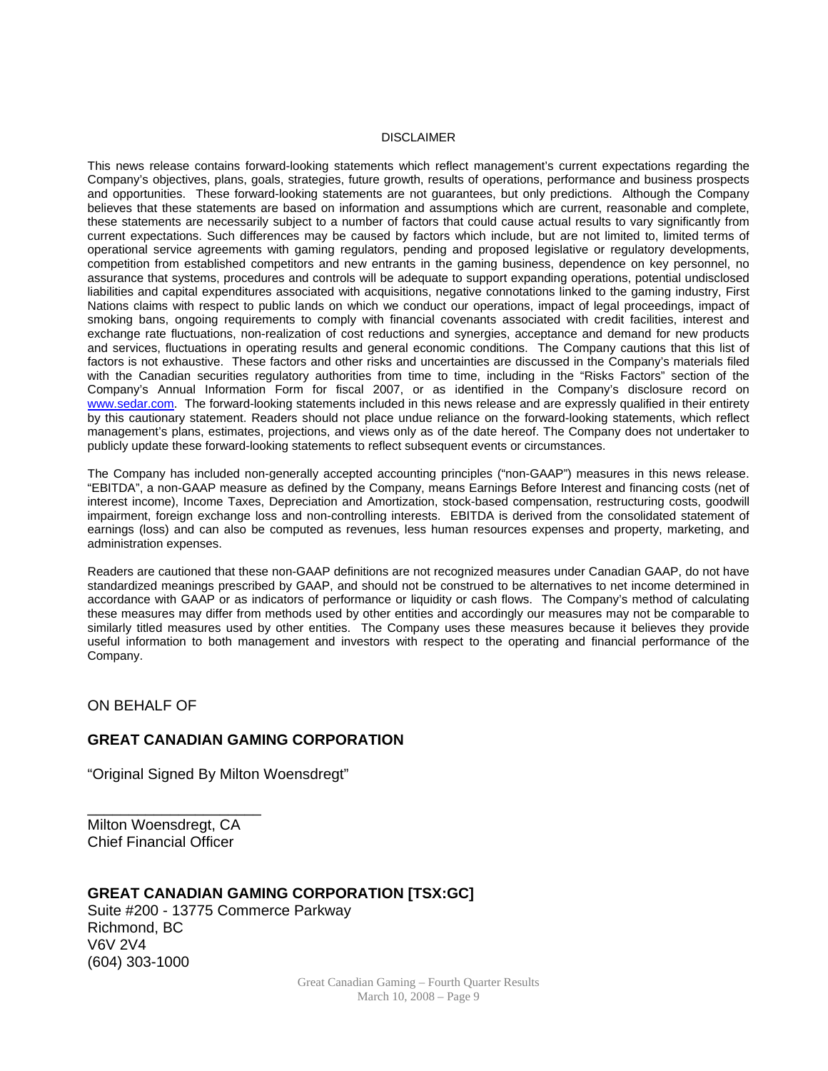DISCLAIMER

This news release contains forward-looking statements which reflect management's current expectations regarding the Company's objectives, plans, goals, strategies, future growth, results of operations, performance and business prospects and opportunities. These forward-looking statements are not guarantees, but only predictions. Although the Company believes that these statements are based on information and assumptions which are current, reasonable and complete, these statements are necessarily subject to a number of factors that could cause actual results to vary significantly from current expectations. Such differences may be caused by factors which include, but are not limited to, limited terms of operational service agreements with gaming regulators, pending and proposed legislative or regulatory developments, competition from established competitors and new entrants in the gaming business, dependence on key personnel, no assurance that systems, procedures and controls will be adequate to support expanding operations, potential undisclosed liabilities and capital expenditures associated with acquisitions, negative connotations linked to the gaming industry, First Nations claims with respect to public lands on which we conduct our operations, impact of legal proceedings, impact of smoking bans, ongoing requirements to comply with financial covenants associated with credit facilities, interest and exchange rate fluctuations, non-realization of cost reductions and synergies, acceptance and demand for new products and services, fluctuations in operating results and general economic conditions. The Company cautions that this list of factors is not exhaustive. These factors and other risks and uncertainties are discussed in the Company's materials filed with the Canadian securities regulatory authorities from time to time, including in the "Risks Factors" section of the Company's Annual Information Form for fiscal 2007, or as identified in the Company's disclosure record on www.sedar.com. The forward-looking statements included in this news release and are expressly qualified in their entirety by this cautionary statement. Readers should not place undue reliance on the forward-looking statements, which reflect management's plans, estimates, projections, and views only as of the date hereof. The Company does not undertaker to publicly update these forward-looking statements to reflect subsequent events or circumstances.

The Company has included non-generally accepted accounting principles ("non-GAAP") measures in this news release. "EBITDA", a non-GAAP measure as defined by the Company, means Earnings Before Interest and financing costs (net of interest income), Income Taxes, Depreciation and Amortization, stock-based compensation, restructuring costs, goodwill impairment, foreign exchange loss and non-controlling interests. EBITDA is derived from the consolidated statement of earnings (loss) and can also be computed as revenues, less human resources expenses and property, marketing, and administration expenses.

Readers are cautioned that these non-GAAP definitions are not recognized measures under Canadian GAAP, do not have standardized meanings prescribed by GAAP, and should not be construed to be alternatives to net income determined in accordance with GAAP or as indicators of performance or liquidity or cash flows. The Company's method of calculating these measures may differ from methods used by other entities and accordingly our measures may not be comparable to similarly titled measures used by other entities. The Company uses these measures because it believes they provide useful information to both management and investors with respect to the operating and financial performance of the Company.

ON BEHALF OF

**GREAT CANADIAN GAMING CORPORATION**

"Original Signed By Milton Woensdregt"

\_\_\_\_\_\_\_\_\_\_\_\_\_\_\_\_\_\_\_\_\_\_
Milton Woensdregt, CA
Chief Financial Officer

**GREAT CANADIAN GAMING CORPORATION [TSX:GC]**
Suite #200 - 13775 Commerce Parkway
Richmond, BC
V6V 2V4
(604) 303-1000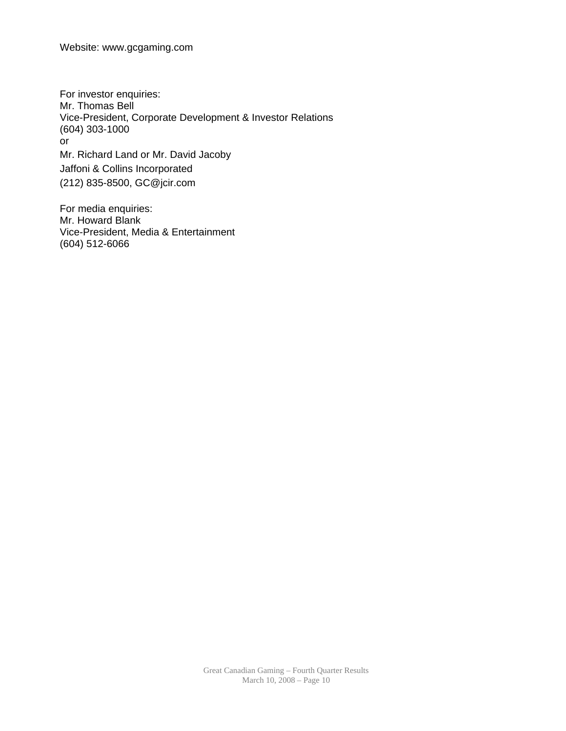Website: www.gcgaming.com

For investor enquiries:
Mr. Thomas Bell
Vice-President, Corporate Development & Investor Relations
(604) 303-1000
or
Mr. Richard Land or Mr. David Jacoby
Jaffoni & Collins Incorporated
(212) 835-8500, GC@jcir.com

For media enquiries:
Mr. Howard Blank
Vice-President, Media & Entertainment
(604) 512-6066